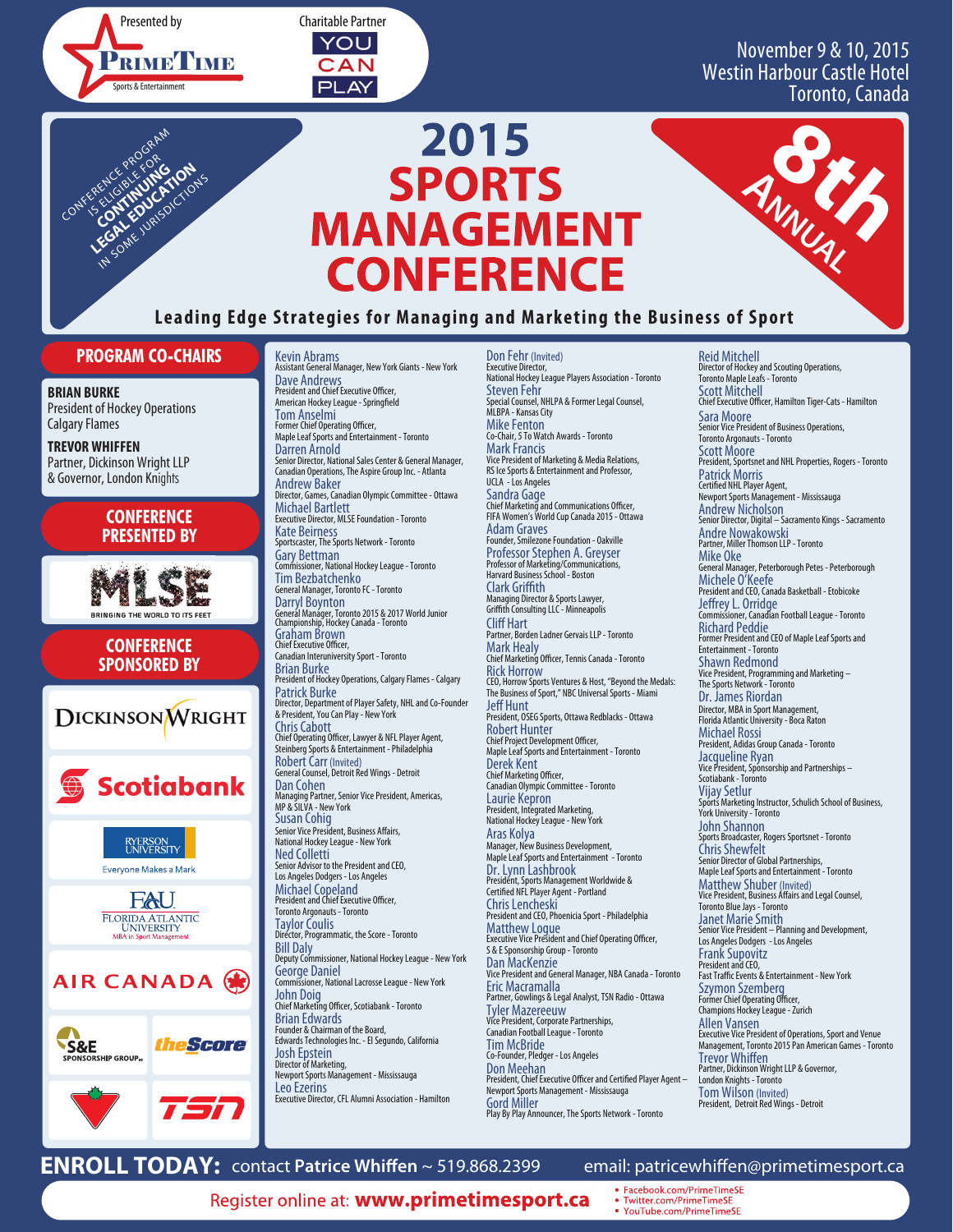Presented by **PrimeTime** Sports & Entertainment

Charitable Partner **YOU CAN PLAY**

November 9 & 10, 2015
Westin Harbour Castle Hotel
Toronto, Canada

CONFERENCE PROGRAM IS ELIGIBLE FOR CONTINUING LEGAL EDUCATION IN SOME JURISDICTIONS

# 2015 SPORTS MANAGEMENT CONFERENCE

8th ANNUAL

**Leading Edge Strategies for Managing and Marketing the Business of Sport**

## PROGRAM CO-CHAIRS

**BRIAN BURKE**
President of Hockey Operations
Calgary Flames

**TREVOR WHIFFEN**
Partner, Dickinson Wright LLP
& Governor, London Knights

## CONFERENCE PRESENTED BY

MLSE — BRINGING THE WORLD TO ITS FEET

## CONFERENCE SPONSORED BY

Dickinson Wright
Scotiabank
Ryerson University — Everyone Makes a Mark
FAU Florida Atlantic University — MBA in Sport Management
Air Canada
S&E Sponsorship Group
theScore
Canadian Tire
TSN

**Kevin Abrams**
Assistant General Manager, New York Giants - New York

**Dave Andrews**
President and Chief Executive Officer, American Hockey League - Springfield

**Tom Anselmi**
Former Chief Operating Officer, Maple Leaf Sports and Entertainment - Toronto

**Darren Arnold**
Senior Director, National Sales Center & General Manager, Canadian Operations, The Aspire Group Inc. - Atlanta

**Andrew Baker**
Director, Games, Canadian Olympic Committee - Ottawa

**Michael Bartlett**
Executive Director, MLSE Foundation - Toronto

**Kate Beirness**
Sportscaster, The Sports Network - Toronto

**Gary Bettman**
Commissioner, National Hockey League - Toronto

**Tim Bezbatchenko**
General Manager, Toronto FC - Toronto

**Darryl Boynton**
General Manager, Toronto 2015 & 2017 World Junior Championship, Hockey Canada - Toronto

**Graham Brown**
Chief Executive Officer, Canadian Interuniversity Sport - Toronto

**Brian Burke**
President of Hockey Operations, Calgary Flames - Calgary

**Patrick Burke**
Director, Department of Player Safety, NHL and Co-Founder & President, You Can Play - New York

**Chris Cabott**
Chief Operating Officer, Lawyer & NFL Player Agent, Steinberg Sports & Entertainment - Philadelphia

**Robert Carr** (Invited)
General Counsel, Detroit Red Wings - Detroit

**Dan Cohen**
Managing Partner, Senior Vice President, Americas, MP & SILVA - New York

**Susan Cohig**
Senior Vice President, Business Affairs, National Hockey League - New York

**Ned Colletti**
Senior Advisor to the President and CEO, Los Angeles Dodgers - Los Angeles

**Michael Copeland**
President and Chief Executive Officer, Toronto Argonauts - Toronto

**Taylor Coulis**
Director, Programmatic, the Score - Toronto

**Bill Daly**
Deputy Commissioner, National Hockey League - New York

**George Daniel**
Commissioner, National Lacrosse League - New York

**John Doig**
Chief Marketing Officer, Scotiabank - Toronto

**Brian Edwards**
Founder & Chairman of the Board, Edwards Technologies Inc. - El Segundo, California

**Josh Epstein**
Director of Marketing, Newport Sports Management - Mississauga

**Leo Ezerins**
Executive Director, CFL Alumni Association - Hamilton

**Don Fehr** (Invited)
Executive Director, National Hockey League Players Association - Toronto

**Steven Fehr**
Special Counsel, NHLPA & Former Legal Counsel, MLBPA - Kansas City

**Mike Fenton**
Co-Chair, 5 To Watch Awards - Toronto

**Mark Francis**
Vice President of Marketing & Media Relations, RS Ice Sports & Entertainment and Professor, UCLA - Los Angeles

**Sandra Gage**
Chief Marketing and Communications Officer, FIFA Women's World Cup Canada 2015 - Ottawa

**Adam Graves**
Founder, Smilezone Foundation - Oakville

**Professor Stephen A. Greyser**
Professor of Marketing/Communications, Harvard Business School - Boston

**Clark Griffith**
Managing Director & Sports Lawyer, Griffith Consulting LLC - Minneapolis

**Cliff Hart**
Partner, Borden Ladner Gervais LLP - Toronto

**Mark Healy**
Chief Marketing Officer, Tennis Canada - Toronto

**Rick Horrow**
CEO, Horrow Sports Ventures & Host, "Beyond the Medals: The Business of Sport," NBC Universal Sports - Miami

**Jeff Hunt**
President, OSEG Sports, Ottawa Redblacks - Ottawa

**Robert Hunter**
Chief Project Development Officer, Maple Leaf Sports and Entertainment - Toronto

**Derek Kent**
Chief Marketing Officer, Canadian Olympic Committee - Toronto

**Laurie Kepron**
President, Integrated Marketing, National Hockey League - New York

**Aras Kolya**
Manager, New Business Development, Maple Leaf Sports and Entertainment - Toronto

**Dr. Lynn Lashbrook**
President, Sports Management Worldwide & Certified NFL Player Agent - Portland

**Chris Lencheski**
President and CEO, Phoenicia Sport - Philadelphia

**Matthew Logue**
Executive Vice President and Chief Operating Officer, S & E Sponsorship Group - Toronto

**Dan MacKenzie**
Vice President and General Manager, NBA Canada - Toronto

**Eric Macramalla**
Partner, Gowlings & Legal Analyst, TSN Radio - Ottawa

**Tyler Mazereeuw**
Vice President, Corporate Partnerships, Canadian Football League - Toronto

**Tim McBride**
Co-Founder, Pledger - Los Angeles

**Don Meehan**
President, Chief Executive Officer and Certified Player Agent – Newport Sports Management - Mississauga

**Gord Miller**
Play By Play Announcer, The Sports Network - Toronto

**Reid Mitchell**
Director of Hockey and Scouting Operations, Toronto Maple Leafs - Toronto

**Scott Mitchell**
Chief Executive Officer, Hamilton Tiger-Cats - Hamilton

**Sara Moore**
Senior Vice President of Business Operations, Toronto Argonauts - Toronto

**Scott Moore**
President, Sportsnet and NHL Properties, Rogers - Toronto

**Patrick Morris**
Certified NHL Player Agent, Newport Sports Management - Mississauga

**Andrew Nicholson**
Senior Director, Digital – Sacramento Kings - Sacramento

**Andre Nowakowski**
Partner, Miller Thomson LLP - Toronto

**Mike Oke**
General Manager, Peterborough Petes - Peterborough

**Michele O'Keefe**
President and CEO, Canada Basketball - Etobicoke

**Jeffrey L. Orridge**
Commissioner, Canadian Football League - Toronto

**Richard Peddie**
Former President and CEO of Maple Leaf Sports and Entertainment - Toronto

**Shawn Redmond**
Vice President, Programming and Marketing – The Sports Network - Toronto

**Dr. James Riordan**
Director, MBA in Sport Management, Florida Atlantic University - Boca Raton

**Michael Rossi**
President, Adidas Group Canada - Toronto

**Jacqueline Ryan**
Vice President, Sponsorship and Partnerships – Scotiabank - Toronto

**Vijay Setlur**
Sports Marketing Instructor, Schulich School of Business, York University - Toronto

**John Shannon**
Sports Broadcaster, Rogers Sportsnet - Toronto

**Chris Shewfelt**
Senior Director of Global Partnerships, Maple Leaf Sports and Entertainment - Toronto

**Matthew Shuber** (Invited)
Vice President, Business Affairs and Legal Counsel, Toronto Blue Jays - Toronto

**Janet Marie Smith**
Senior Vice President – Planning and Development, Los Angeles Dodgers - Los Angeles

**Frank Supovitz**
President and CEO, Fast Traffic Events & Entertainment - New York

**Szymon Szemberg**
Former Chief Operating Officer, Champions Hockey League - Zurich

**Allen Vansen**
Executive Vice President of Operations, Sport and Venue Management, Toronto 2015 Pan American Games - Toronto

**Trevor Whiffen**
Partner, Dickinson Wright LLP & Governor, London Knights - Toronto

**Tom Wilson** (Invited)
President, Detroit Red Wings - Detroit

**ENROLL TODAY:** contact **Patrice Whiffen** ~ 519.868.2399 email: patricewhiffen@primetimesport.ca

Register online at: **www.primetimesport.ca**

- Facebook.com/PrimeTimeSE
- Twitter.com/PrimeTimeSE
- YouTube.com/PrimeTimeSE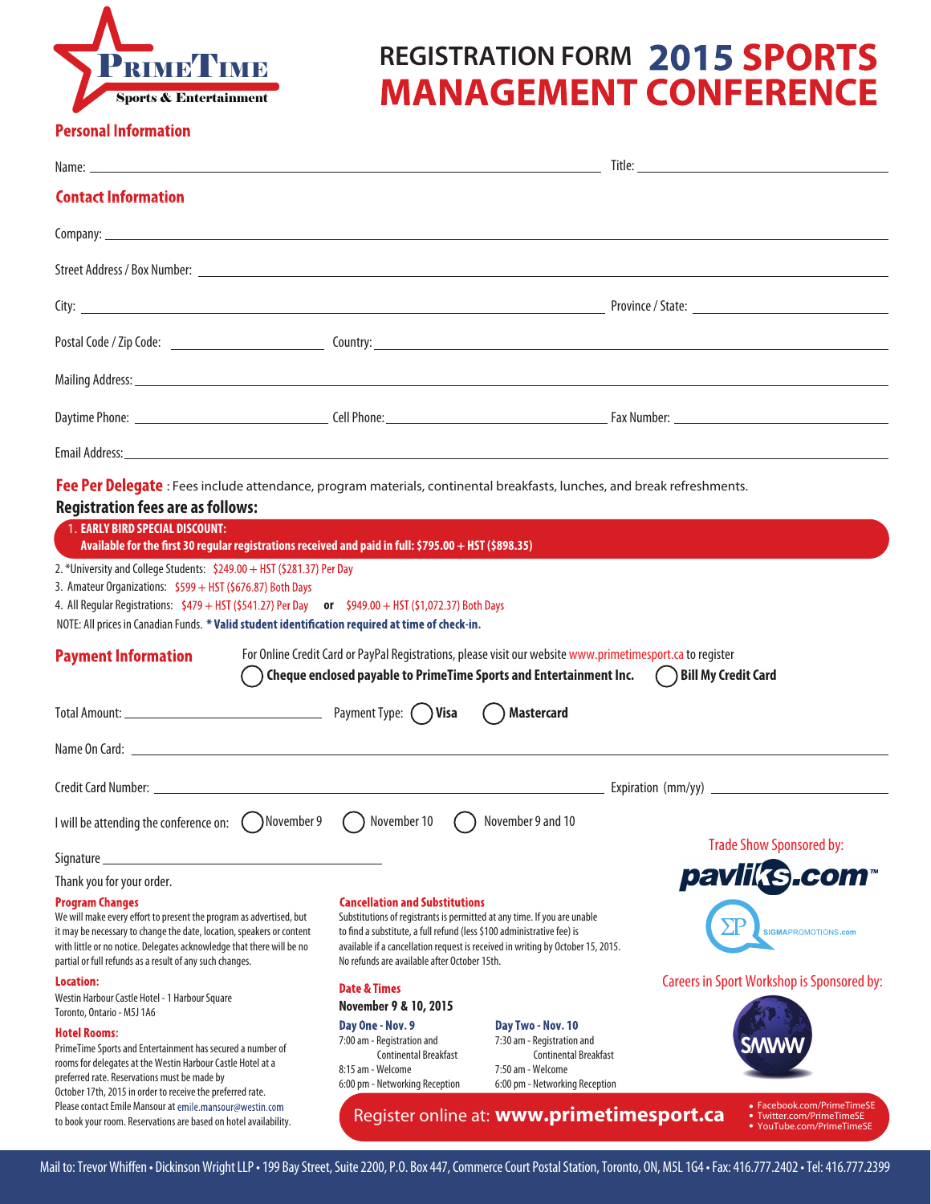# REGISTRATION FORM 2015 SPORTS MANAGEMENT CONFERENCE

PrimeTime Sports & Entertainment

## Personal Information

Name: ______________________________ Title: ______________________

## Contact Information

Company: ______________________________

Street Address / Box Number: ______________________________

City: ______________________________ Province / State: ______________________

Postal Code / Zip Code: ______________ Country: ______________________________

Mailing Address: ______________________________

Daytime Phone: ______________ Cell Phone: ______________ Fax Number: ______________

Email Address: ______________________________

## Fee Per Delegate

: Fees include attendance, program materials, continental breakfasts, lunches, and break refreshments.

**Registration fees are as follows:**

1. **EARLY BIRD SPECIAL DISCOUNT: Available for the first 30 regular registrations received and paid in full: $795.00 + HST ($898.35)**
2. *University and College Students: $249.00 + HST ($281.37) Per Day
3. Amateur Organizations: $599 + HST ($676.87) Both Days
4. All Regular Registrations: $479 + HST ($541.27) Per Day **or** $949.00 + HST ($1,072.37) Both Days

NOTE: All prices in Canadian Funds. *** Valid student identification required at time of check-in.**

## Payment Information

For Online Credit Card or PayPal Registrations, please visit our website www.primetimesport.ca to register

◯ **Cheque enclosed payable to PrimeTime Sports and Entertainment Inc.** ◯ **Bill My Credit Card**

Total Amount: ______________ Payment Type: ◯ **Visa** ◯ **Mastercard**

Name On Card: ______________________________

Credit Card Number: ______________________________ Expiration (mm/yy) ______________

I will be attending the conference on: ◯ November 9 ◯ November 10 ◯ November 9 and 10

Signature ______________________________

Thank you for your order.

### Program Changes

We will make every effort to present the program as advertised, but it may be necessary to change the date, location, speakers or content with little or no notice. Delegates acknowledge that there will be no partial or full refunds as a result of any such changes.

### Location:

Westin Harbour Castle Hotel - 1 Harbour Square
Toronto, Ontario - M5J 1A6

### Hotel Rooms:

PrimeTime Sports and Entertainment has secured a number of rooms for delegates at the Westin Harbour Castle Hotel at a preferred rate. Reservations must be made by October 17th, 2015 in order to receive the preferred rate. Please contact Emile Mansour at emile.mansour@westin.com to book your room. Reservations are based on hotel availability.

### Cancellation and Substitutions

Substitutions of registrants is permitted at any time. If you are unable to find a substitute, a full refund (less $100 administrative fee) is available if a cancellation request is received in writing by October 15, 2015. No refunds are available after October 15th.

### Date & Times

**November 9 & 10, 2015**

**Day One - Nov. 9**
7:00 am - Registration and Continental Breakfast
8:15 am - Welcome
6:00 pm - Networking Reception

**Day Two - Nov. 10**
7:30 am - Registration and Continental Breakfast
7:50 am - Welcome
6:00 pm - Networking Reception

Trade Show Sponsored by: pavliks.com™, SIGMAPROMOTIONS.com

Careers in Sport Workshop is Sponsored by: SMWW

Register online at: **www.primetimesport.ca**

- Facebook.com/PrimeTimeSE
- Twitter.com/PrimeTimeSE
- YouTube.com/PrimeTimeSE

Mail to: Trevor Whiffen • Dickinson Wright LLP • 199 Bay Street, Suite 2200, P.O. Box 447, Commerce Court Postal Station, Toronto, ON, M5L 1G4 • Fax: 416.777.2402 • Tel: 416.777.2399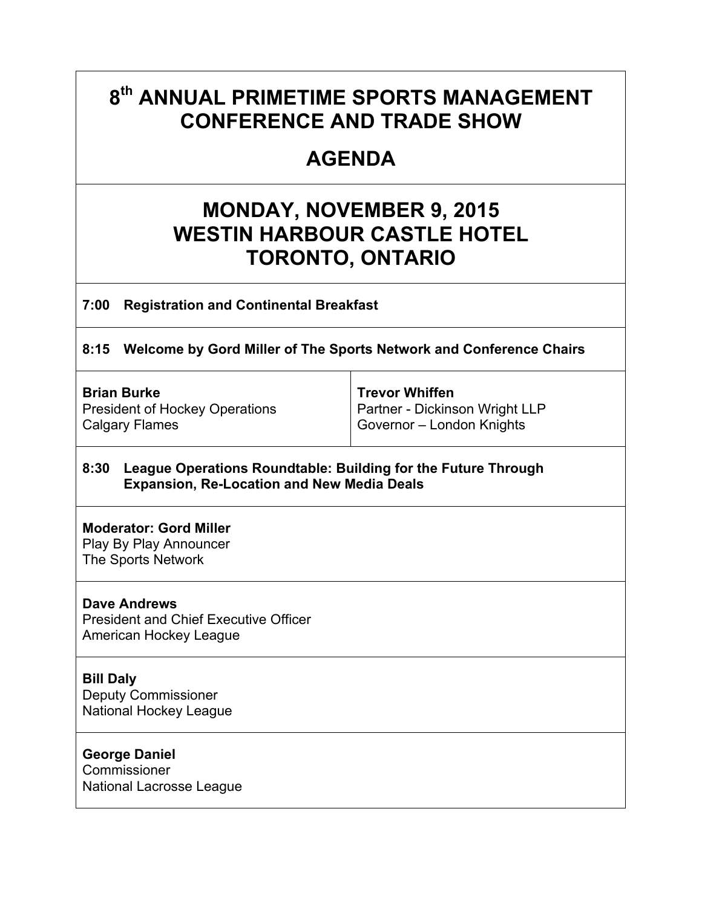# 8th ANNUAL PRIMETIME SPORTS MANAGEMENT CONFERENCE AND TRADE SHOW

## AGENDA

## MONDAY, NOVEMBER 9, 2015
## WESTIN HARBOUR CASTLE HOTEL
## TORONTO, ONTARIO

**7:00 Registration and Continental Breakfast**

**8:15 Welcome by Gord Miller of The Sports Network and Conference Chairs**

**Brian Burke**
President of Hockey Operations
Calgary Flames

**Trevor Whiffen**
Partner - Dickinson Wright LLP
Governor – London Knights

**8:30 League Operations Roundtable: Building for the Future Through Expansion, Re-Location and New Media Deals**

**Moderator: Gord Miller**
Play By Play Announcer
The Sports Network

**Dave Andrews**
President and Chief Executive Officer
American Hockey League

**Bill Daly**
Deputy Commissioner
National Hockey League

**George Daniel**
Commissioner
National Lacrosse League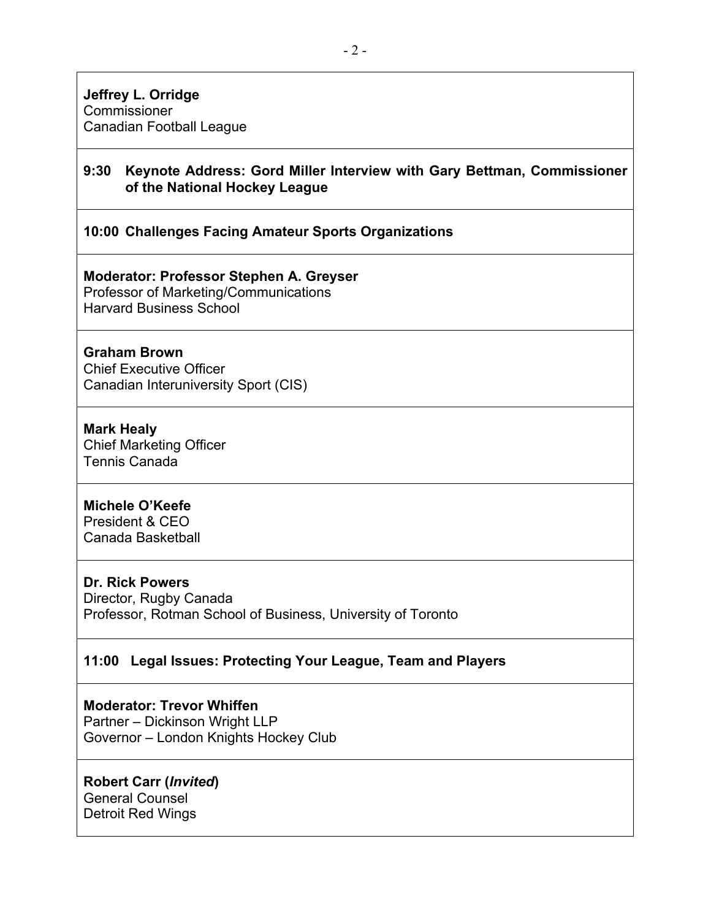**Jeffrey L. Orridge**
Commissioner
Canadian Football League

**9:30 Keynote Address: Gord Miller Interview with Gary Bettman, Commissioner of the National Hockey League**

**10:00 Challenges Facing Amateur Sports Organizations**

**Moderator: Professor Stephen A. Greyser**
Professor of Marketing/Communications
Harvard Business School

**Graham Brown**
Chief Executive Officer
Canadian Interuniversity Sport (CIS)

**Mark Healy**
Chief Marketing Officer
Tennis Canada

**Michele O'Keefe**
President & CEO
Canada Basketball

**Dr. Rick Powers**
Director, Rugby Canada
Professor, Rotman School of Business, University of Toronto

**11:00 Legal Issues: Protecting Your League, Team and Players**

**Moderator: Trevor Whiffen**
Partner – Dickinson Wright LLP
Governor – London Knights Hockey Club

**Robert Carr (*Invited*)**
General Counsel
Detroit Red Wings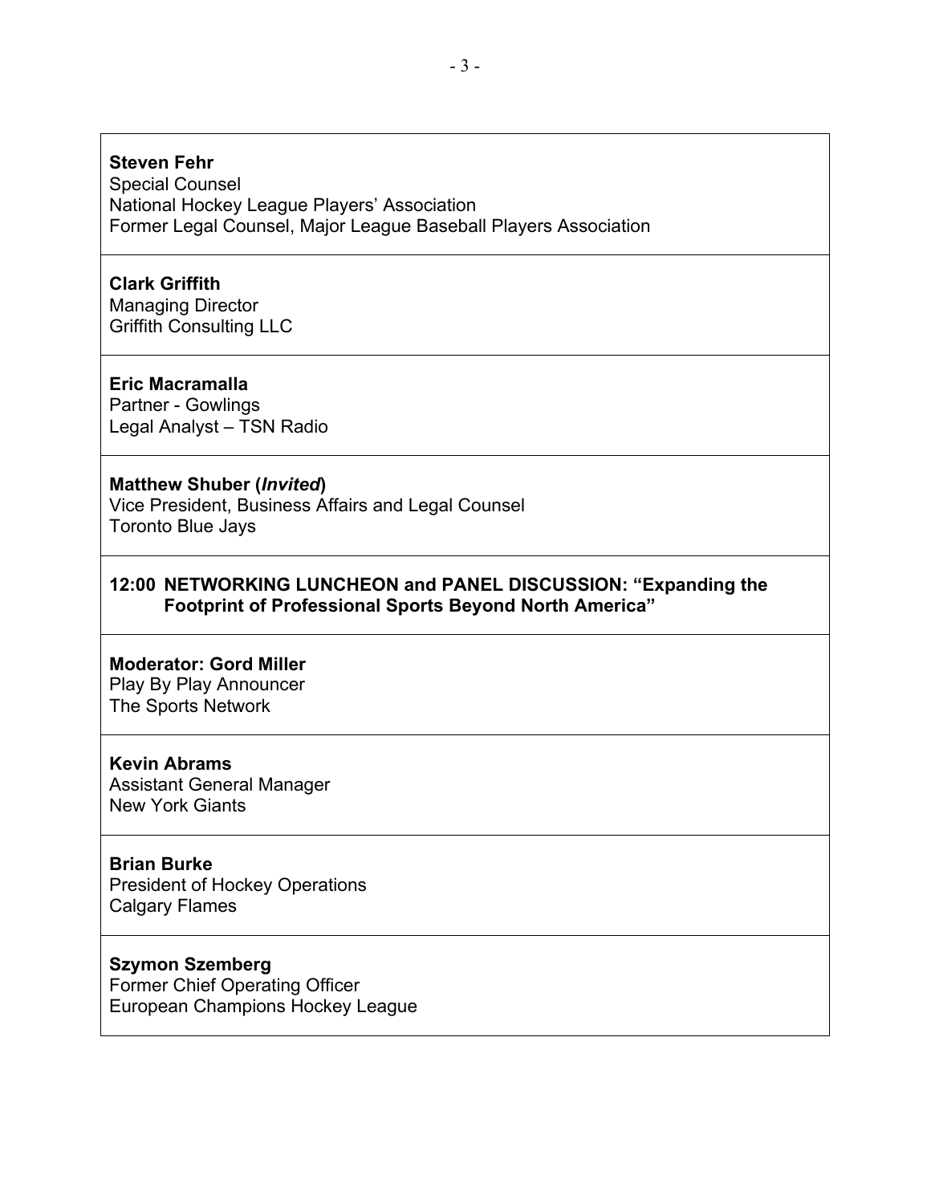**Steven Fehr**
Special Counsel
National Hockey League Players' Association
Former Legal Counsel, Major League Baseball Players Association

**Clark Griffith**
Managing Director
Griffith Consulting LLC

**Eric Macramalla**
Partner - Gowlings
Legal Analyst – TSN Radio

**Matthew Shuber (*Invited*)**
Vice President, Business Affairs and Legal Counsel
Toronto Blue Jays

**12:00 NETWORKING LUNCHEON and PANEL DISCUSSION: "Expanding the Footprint of Professional Sports Beyond North America"**

**Moderator: Gord Miller**
Play By Play Announcer
The Sports Network

**Kevin Abrams**
Assistant General Manager
New York Giants

**Brian Burke**
President of Hockey Operations
Calgary Flames

**Szymon Szemberg**
Former Chief Operating Officer
European Champions Hockey League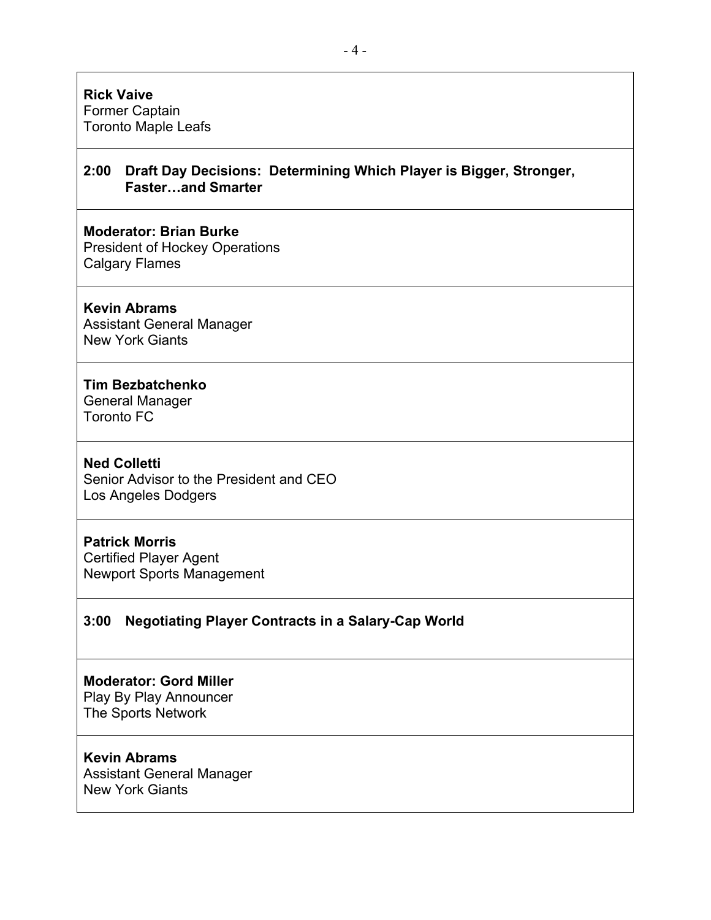**Rick Vaive**
Former Captain
Toronto Maple Leafs

**2:00 Draft Day Decisions: Determining Which Player is Bigger, Stronger, Faster…and Smarter**

**Moderator: Brian Burke**
President of Hockey Operations
Calgary Flames

**Kevin Abrams**
Assistant General Manager
New York Giants

**Tim Bezbatchenko**
General Manager
Toronto FC

**Ned Colletti**
Senior Advisor to the President and CEO
Los Angeles Dodgers

**Patrick Morris**
Certified Player Agent
Newport Sports Management

**3:00 Negotiating Player Contracts in a Salary-Cap World**

**Moderator: Gord Miller**
Play By Play Announcer
The Sports Network

**Kevin Abrams**
Assistant General Manager
New York Giants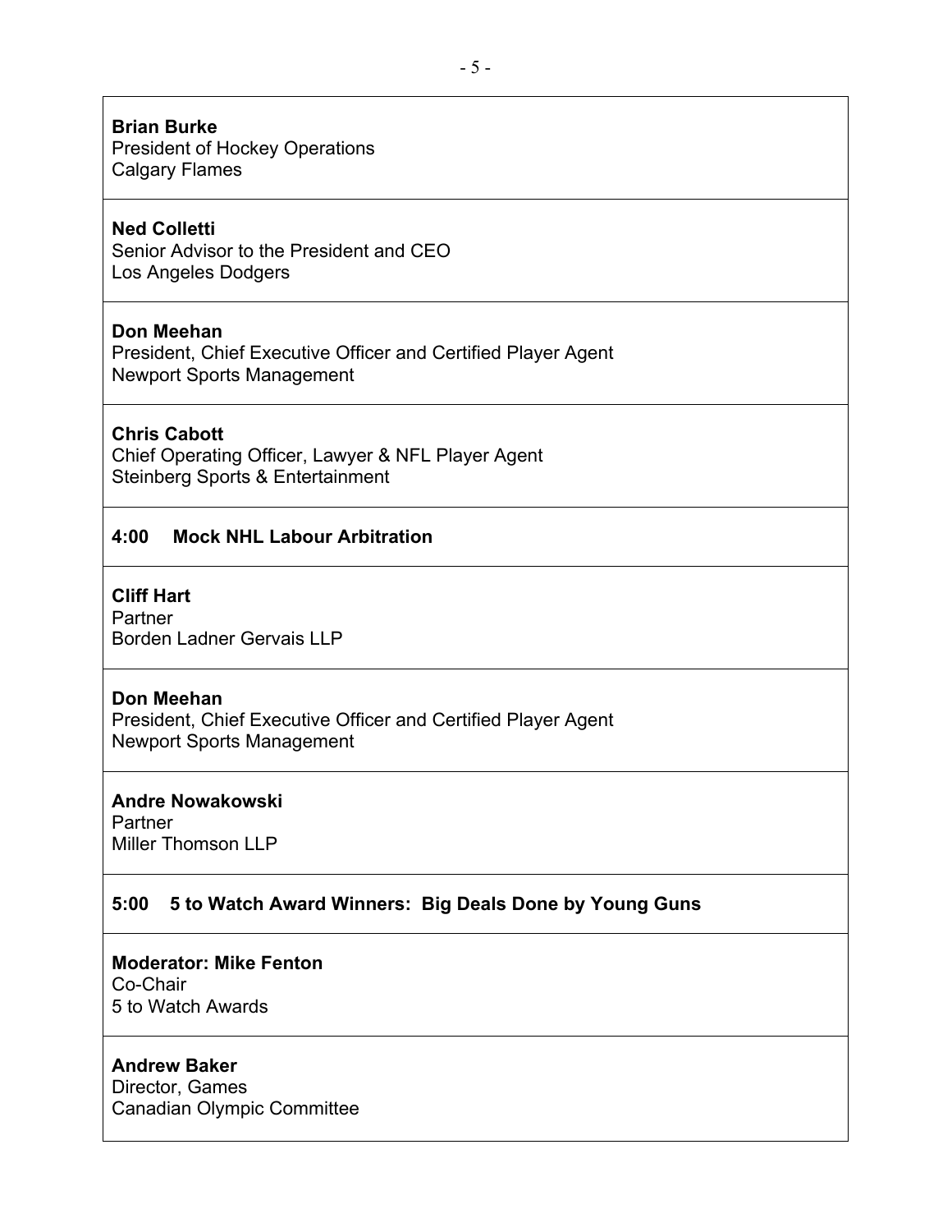**Brian Burke**
President of Hockey Operations
Calgary Flames

**Ned Colletti**
Senior Advisor to the President and CEO
Los Angeles Dodgers

**Don Meehan**
President, Chief Executive Officer and Certified Player Agent
Newport Sports Management

**Chris Cabott**
Chief Operating Officer, Lawyer & NFL Player Agent
Steinberg Sports & Entertainment

**4:00 Mock NHL Labour Arbitration**

**Cliff Hart**
Partner
Borden Ladner Gervais LLP

**Don Meehan**
President, Chief Executive Officer and Certified Player Agent
Newport Sports Management

**Andre Nowakowski**
Partner
Miller Thomson LLP

**5:00 5 to Watch Award Winners: Big Deals Done by Young Guns**

**Moderator: Mike Fenton**
Co-Chair
5 to Watch Awards

**Andrew Baker**
Director, Games
Canadian Olympic Committee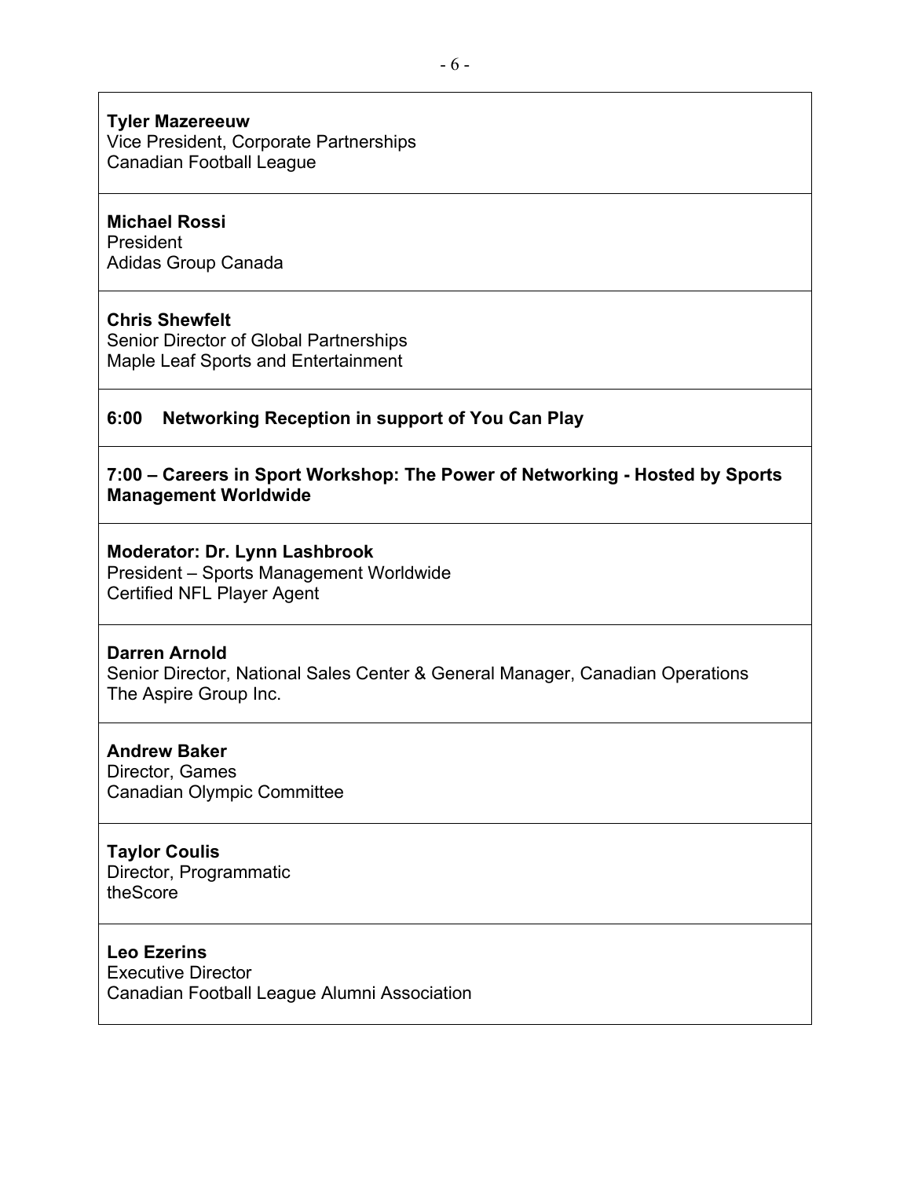**Tyler Mazereeuw**
Vice President, Corporate Partnerships
Canadian Football League

**Michael Rossi**
President
Adidas Group Canada

**Chris Shewfelt**
Senior Director of Global Partnerships
Maple Leaf Sports and Entertainment

**6:00 Networking Reception in support of You Can Play**

**7:00 – Careers in Sport Workshop: The Power of Networking - Hosted by Sports Management Worldwide**

**Moderator: Dr. Lynn Lashbrook**
President – Sports Management Worldwide
Certified NFL Player Agent

**Darren Arnold**
Senior Director, National Sales Center & General Manager, Canadian Operations
The Aspire Group Inc.

**Andrew Baker**
Director, Games
Canadian Olympic Committee

**Taylor Coulis**
Director, Programmatic
theScore

**Leo Ezerins**
Executive Director
Canadian Football League Alumni Association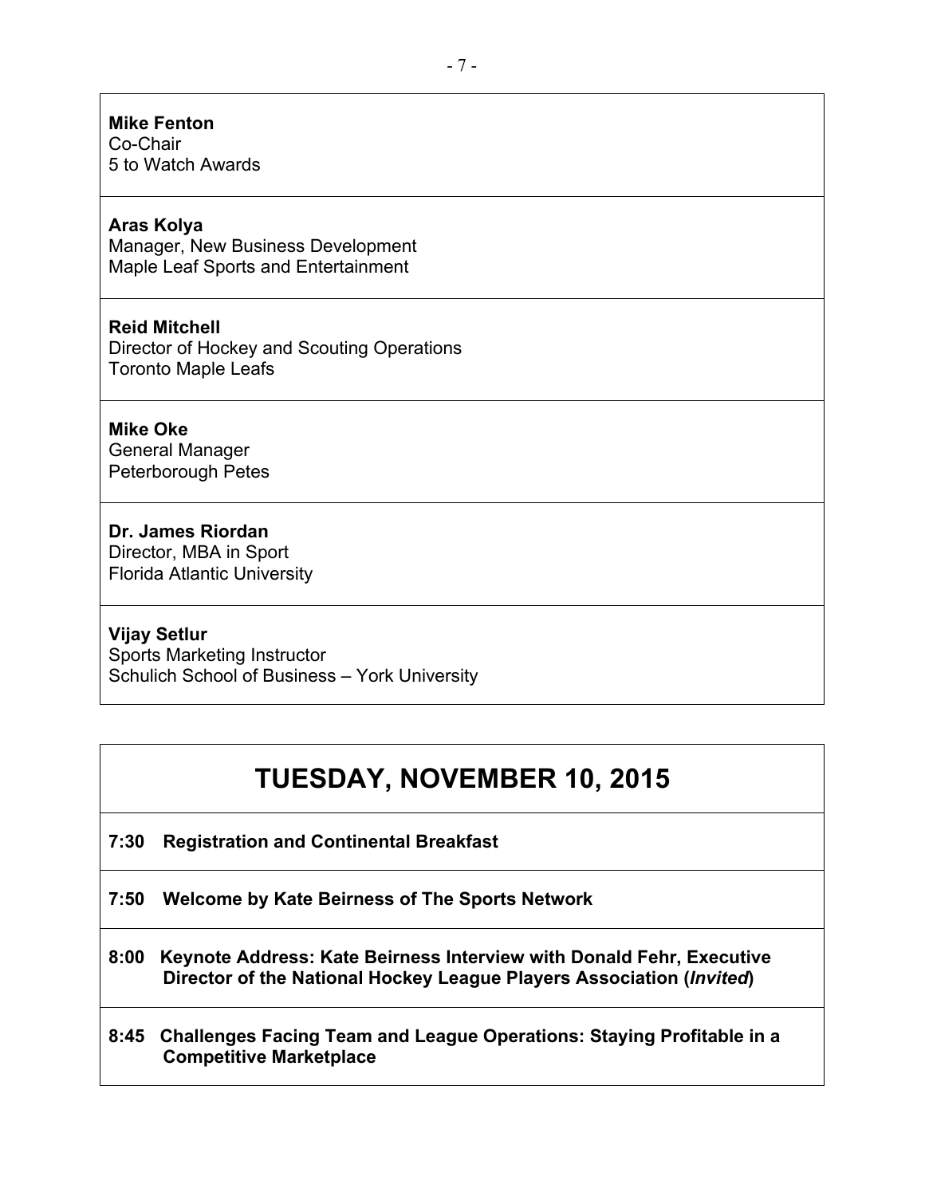**Mike Fenton**
Co-Chair
5 to Watch Awards

**Aras Kolya**
Manager, New Business Development
Maple Leaf Sports and Entertainment

**Reid Mitchell**
Director of Hockey and Scouting Operations
Toronto Maple Leafs

**Mike Oke**
General Manager
Peterborough Petes

**Dr. James Riordan**
Director, MBA in Sport
Florida Atlantic University

**Vijay Setlur**
Sports Marketing Instructor
Schulich School of Business – York University

# TUESDAY, NOVEMBER 10, 2015

**7:30 Registration and Continental Breakfast**

**7:50 Welcome by Kate Beirness of The Sports Network**

**8:00 Keynote Address: Kate Beirness Interview with Donald Fehr, Executive Director of the National Hockey League Players Association (*Invited*)**

**8:45 Challenges Facing Team and League Operations: Staying Profitable in a Competitive Marketplace**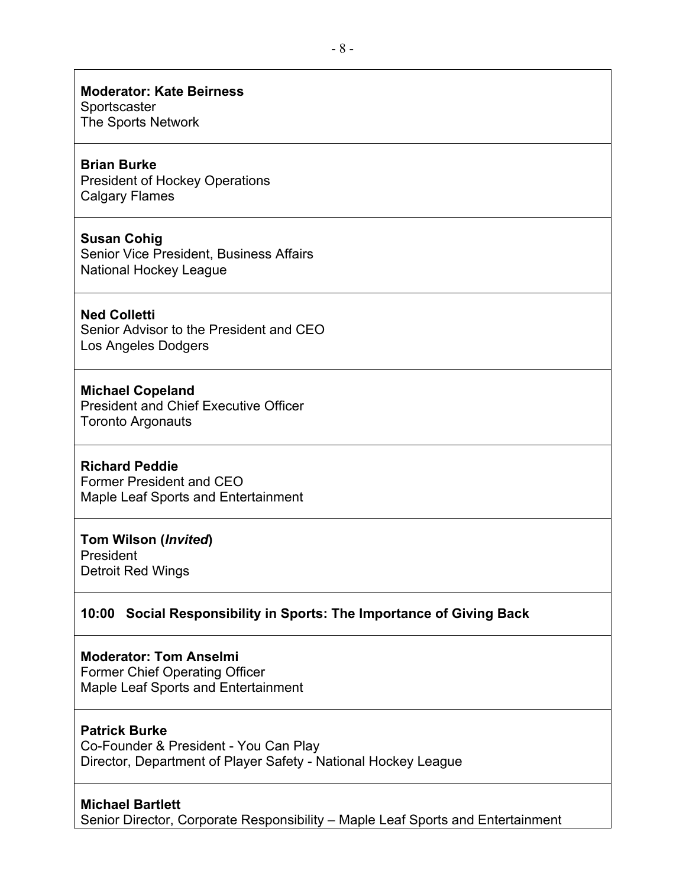**Moderator: Kate Beirness**
Sportscaster
The Sports Network

**Brian Burke**
President of Hockey Operations
Calgary Flames

**Susan Cohig**
Senior Vice President, Business Affairs
National Hockey League

**Ned Colletti**
Senior Advisor to the President and CEO
Los Angeles Dodgers

**Michael Copeland**
President and Chief Executive Officer
Toronto Argonauts

**Richard Peddie**
Former President and CEO
Maple Leaf Sports and Entertainment

**Tom Wilson (*Invited*)**
President
Detroit Red Wings

**10:00 Social Responsibility in Sports: The Importance of Giving Back**

**Moderator: Tom Anselmi**
Former Chief Operating Officer
Maple Leaf Sports and Entertainment

**Patrick Burke**
Co-Founder & President - You Can Play
Director, Department of Player Safety - National Hockey League

**Michael Bartlett**
Senior Director, Corporate Responsibility – Maple Leaf Sports and Entertainment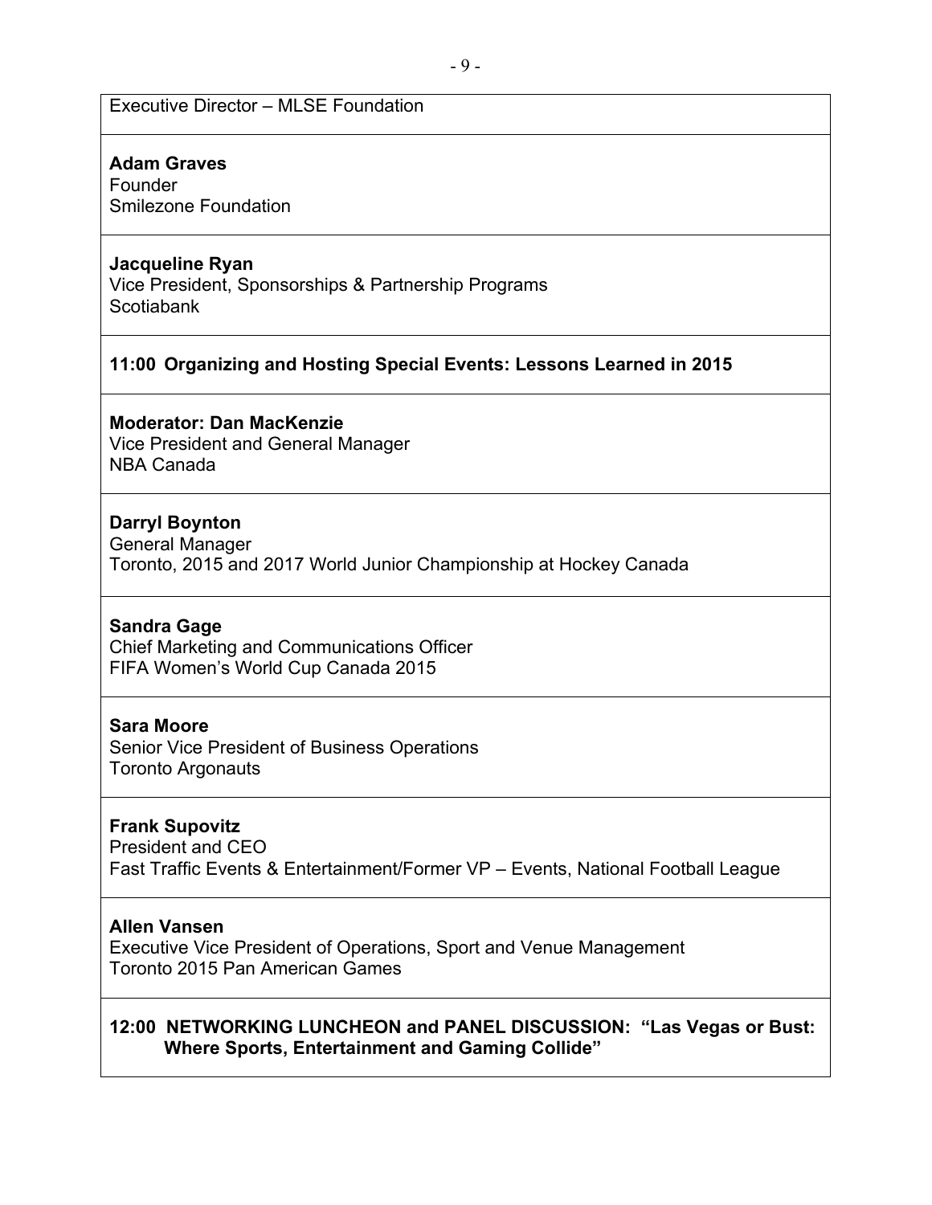Executive Director – MLSE Foundation

**Adam Graves**
Founder
Smilezone Foundation

**Jacqueline Ryan**
Vice President, Sponsorships & Partnership Programs
Scotiabank

**11:00 Organizing and Hosting Special Events: Lessons Learned in 2015**

**Moderator: Dan MacKenzie**
Vice President and General Manager
NBA Canada

**Darryl Boynton**
General Manager
Toronto, 2015 and 2017 World Junior Championship at Hockey Canada

**Sandra Gage**
Chief Marketing and Communications Officer
FIFA Women's World Cup Canada 2015

**Sara Moore**
Senior Vice President of Business Operations
Toronto Argonauts

**Frank Supovitz**
President and CEO
Fast Traffic Events & Entertainment/Former VP – Events, National Football League

**Allen Vansen**
Executive Vice President of Operations, Sport and Venue Management
Toronto 2015 Pan American Games

**12:00 NETWORKING LUNCHEON and PANEL DISCUSSION: "Las Vegas or Bust: Where Sports, Entertainment and Gaming Collide"**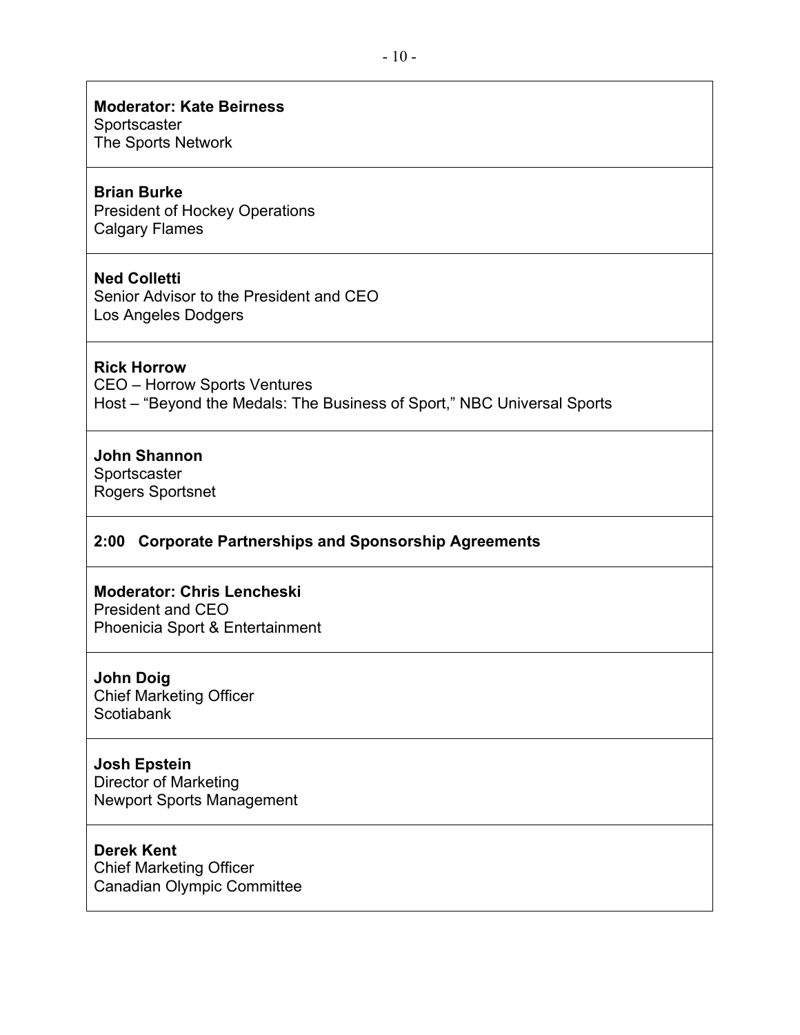**Moderator: Kate Beirness**
Sportscaster
The Sports Network

**Brian Burke**
President of Hockey Operations
Calgary Flames

**Ned Colletti**
Senior Advisor to the President and CEO
Los Angeles Dodgers

**Rick Horrow**
CEO – Horrow Sports Ventures
Host – "Beyond the Medals: The Business of Sport," NBC Universal Sports

**John Shannon**
Sportscaster
Rogers Sportsnet

**2:00 Corporate Partnerships and Sponsorship Agreements**

**Moderator: Chris Lencheski**
President and CEO
Phoenicia Sport & Entertainment

**John Doig**
Chief Marketing Officer
Scotiabank

**Josh Epstein**
Director of Marketing
Newport Sports Management

**Derek Kent**
Chief Marketing Officer
Canadian Olympic Committee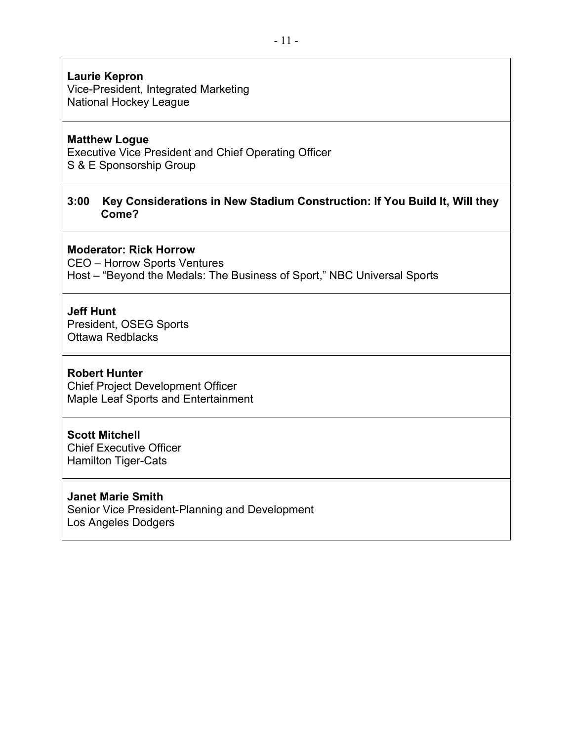**Laurie Kepron**
Vice-President, Integrated Marketing
National Hockey League

**Matthew Logue**
Executive Vice President and Chief Operating Officer
S & E Sponsorship Group

**3:00 Key Considerations in New Stadium Construction: If You Build It, Will they Come?**

**Moderator: Rick Horrow**
CEO – Horrow Sports Ventures
Host – "Beyond the Medals: The Business of Sport," NBC Universal Sports

**Jeff Hunt**
President, OSEG Sports
Ottawa Redblacks

**Robert Hunter**
Chief Project Development Officer
Maple Leaf Sports and Entertainment

**Scott Mitchell**
Chief Executive Officer
Hamilton Tiger-Cats

**Janet Marie Smith**
Senior Vice President-Planning and Development
Los Angeles Dodgers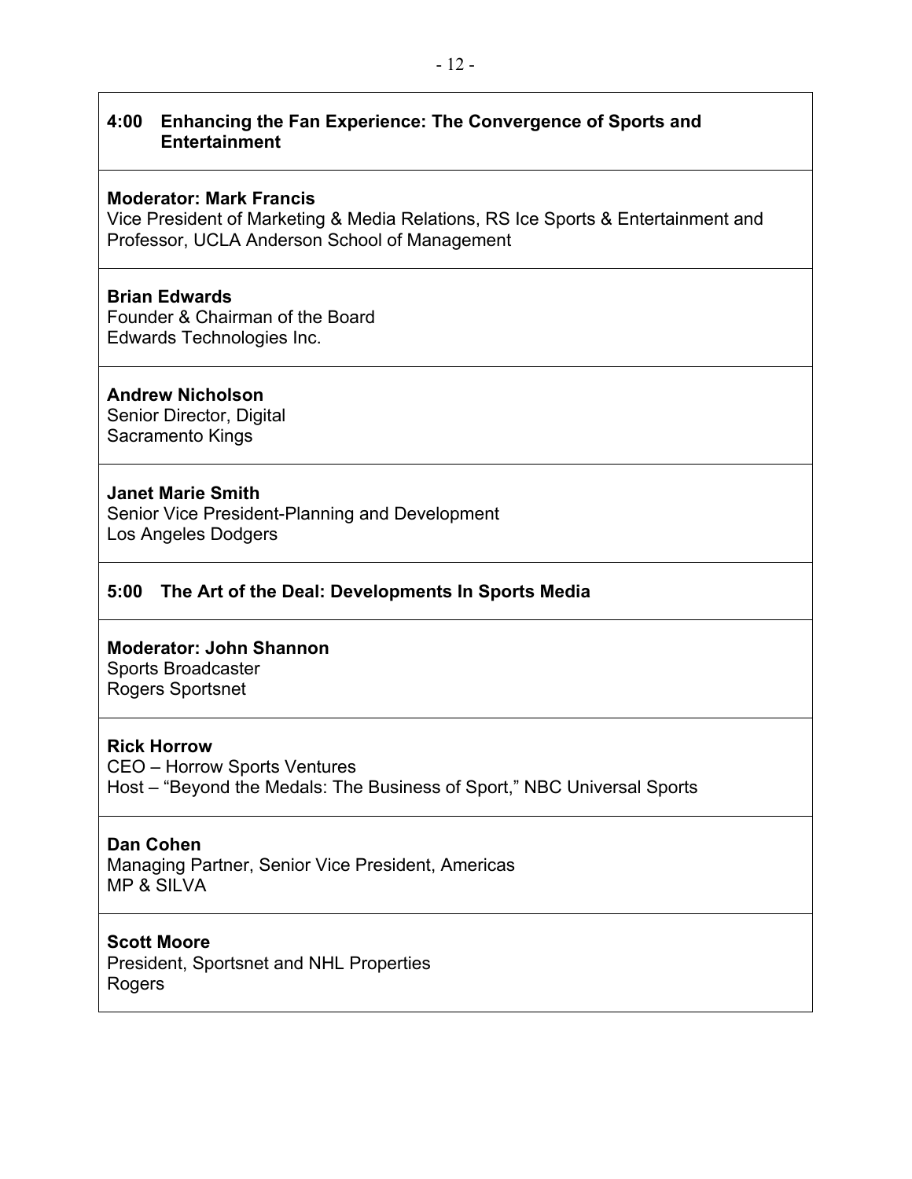### 4:00 Enhancing the Fan Experience: The Convergence of Sports and Entertainment

**Moderator: Mark Francis**
Vice President of Marketing & Media Relations, RS Ice Sports & Entertainment and Professor, UCLA Anderson School of Management

**Brian Edwards**
Founder & Chairman of the Board
Edwards Technologies Inc.

**Andrew Nicholson**
Senior Director, Digital
Sacramento Kings

**Janet Marie Smith**
Senior Vice President-Planning and Development
Los Angeles Dodgers

### 5:00 The Art of the Deal: Developments In Sports Media

**Moderator: John Shannon**
Sports Broadcaster
Rogers Sportsnet

**Rick Horrow**
CEO – Horrow Sports Ventures
Host – "Beyond the Medals: The Business of Sport," NBC Universal Sports

**Dan Cohen**
Managing Partner, Senior Vice President, Americas
MP & SILVA

**Scott Moore**
President, Sportsnet and NHL Properties
Rogers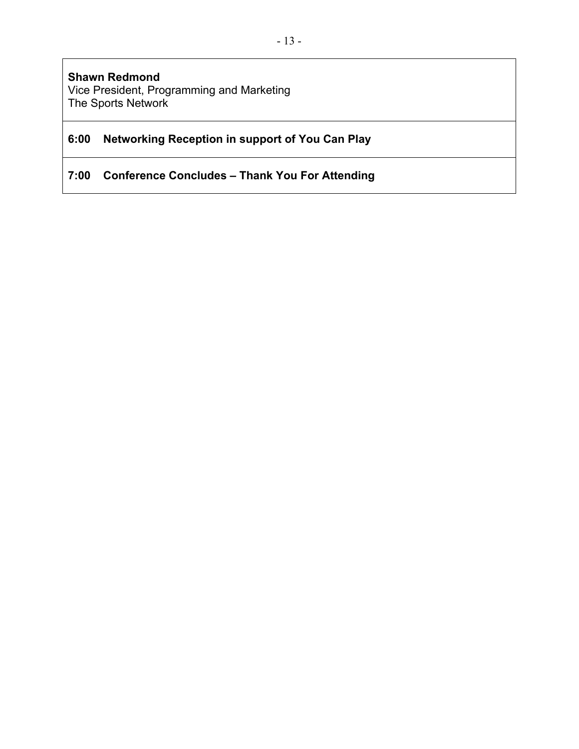**Shawn Redmond**
Vice President, Programming and Marketing
The Sports Network

**6:00 Networking Reception in support of You Can Play**

**7:00 Conference Concludes – Thank You For Attending**